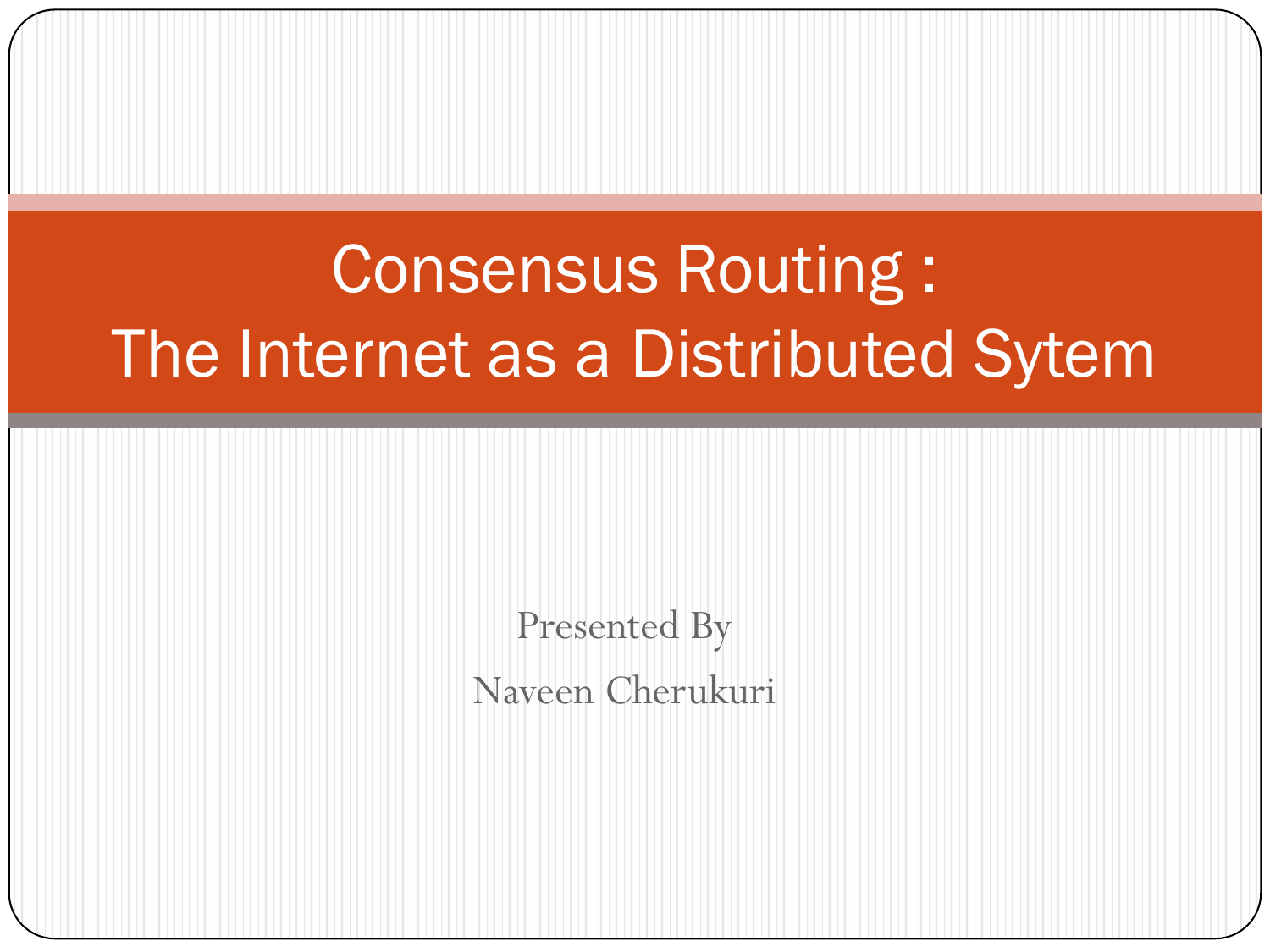# Consensus Routing : The Internet as a Distributed Sytem

Presented By

Naveen Cherukuri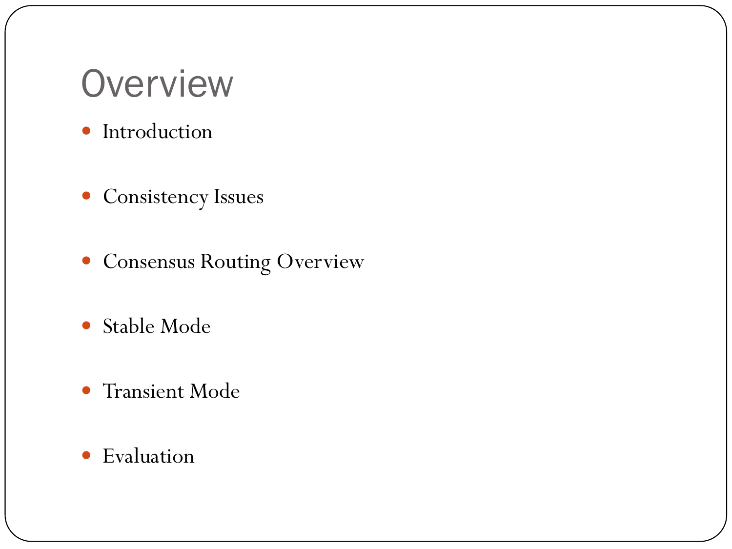# Overview

- Introduction
- Consistency Issues
- Consensus Routing Overview
- Stable Mode
- Transient Mode
- Evaluation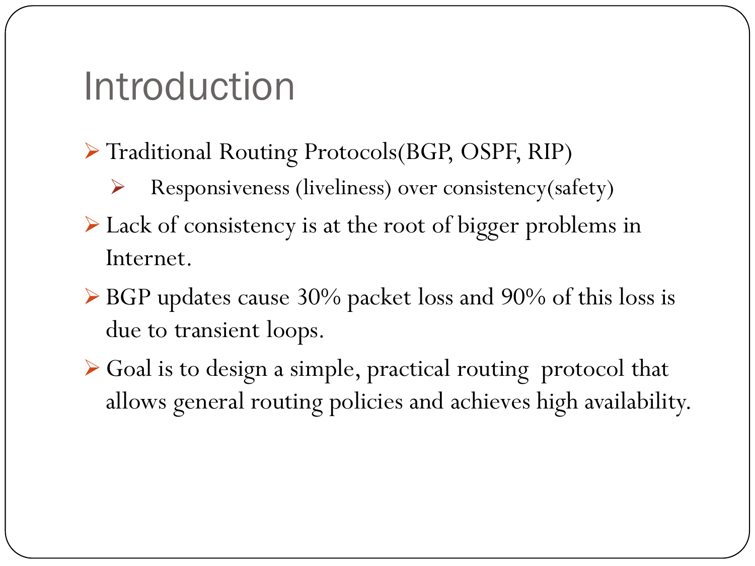# Introduction

- Traditional Routing Protocols(BGP, OSPF, RIP)
  - Responsiveness (liveliness) over consistency(safety)
- Lack of consistency is at the root of bigger problems in Internet.
- BGP updates cause 30% packet loss and 90% of this loss is due to transient loops.
- Goal is to design a simple, practical routing protocol that allows general routing policies and achieves high availability.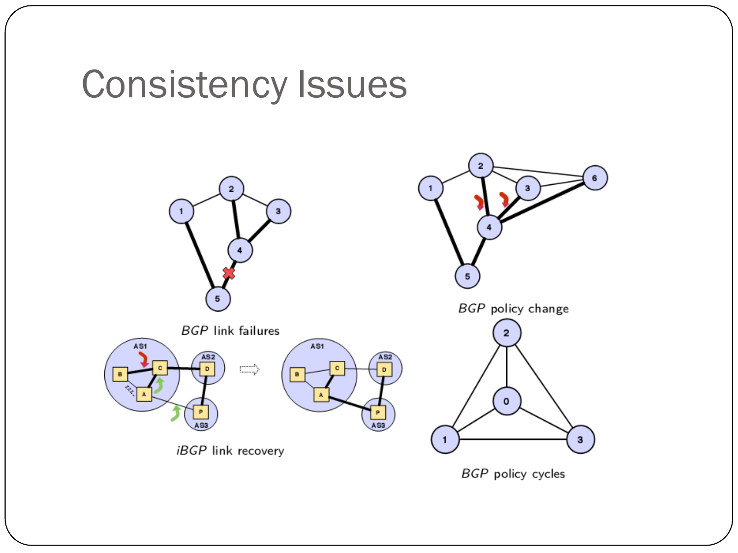# Consistency Issues

*BGP* link failures

*BGP* policy change

*iBGP* link recovery

*BGP* policy cycles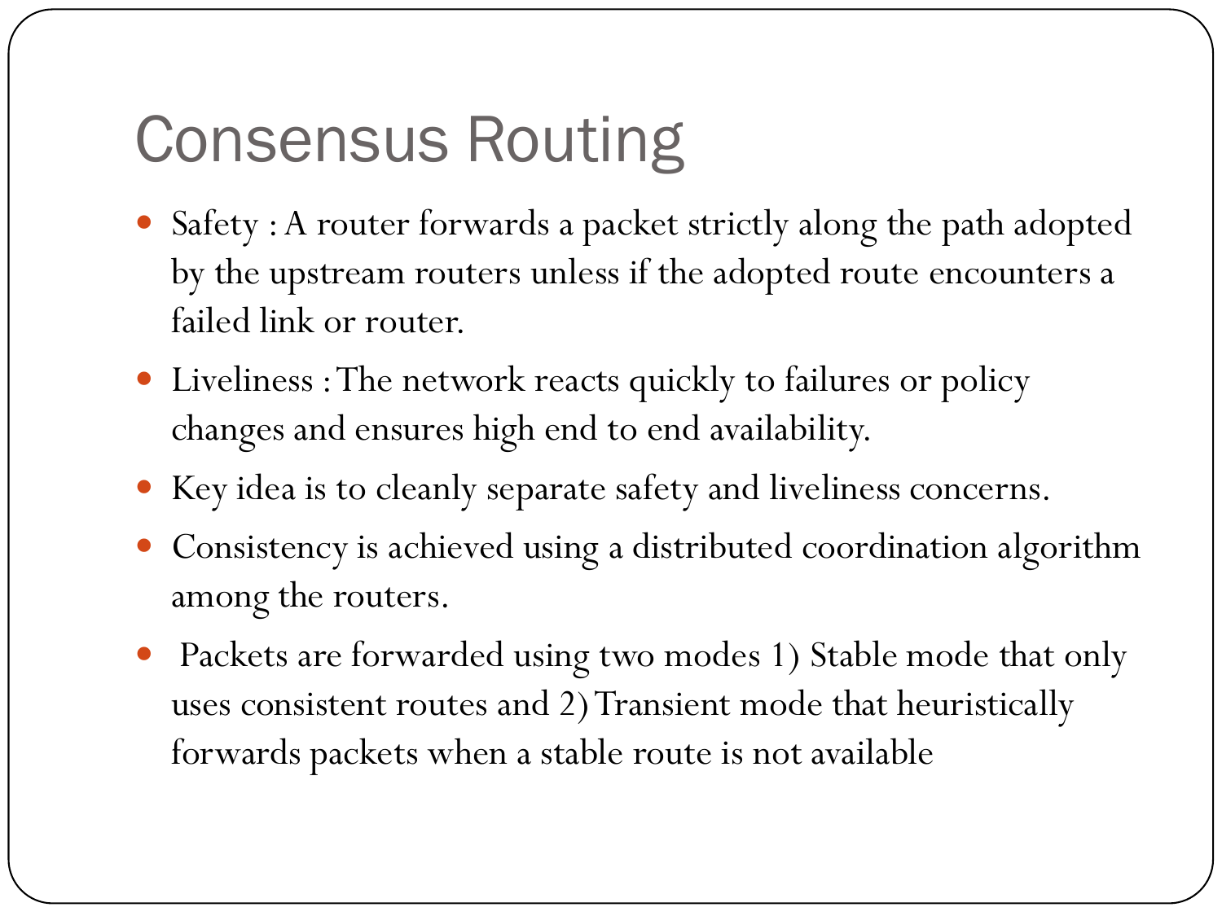# Consensus Routing

- Safety : A router forwards a packet strictly along the path adopted by the upstream routers unless if the adopted route encounters a failed link or router.
- Liveliness : The network reacts quickly to failures or policy changes and ensures high end to end availability.
- Key idea is to cleanly separate safety and liveliness concerns.
- Consistency is achieved using a distributed coordination algorithm among the routers.
- Packets are forwarded using two modes 1) Stable mode that only uses consistent routes and 2) Transient mode that heuristically forwards packets when a stable route is not available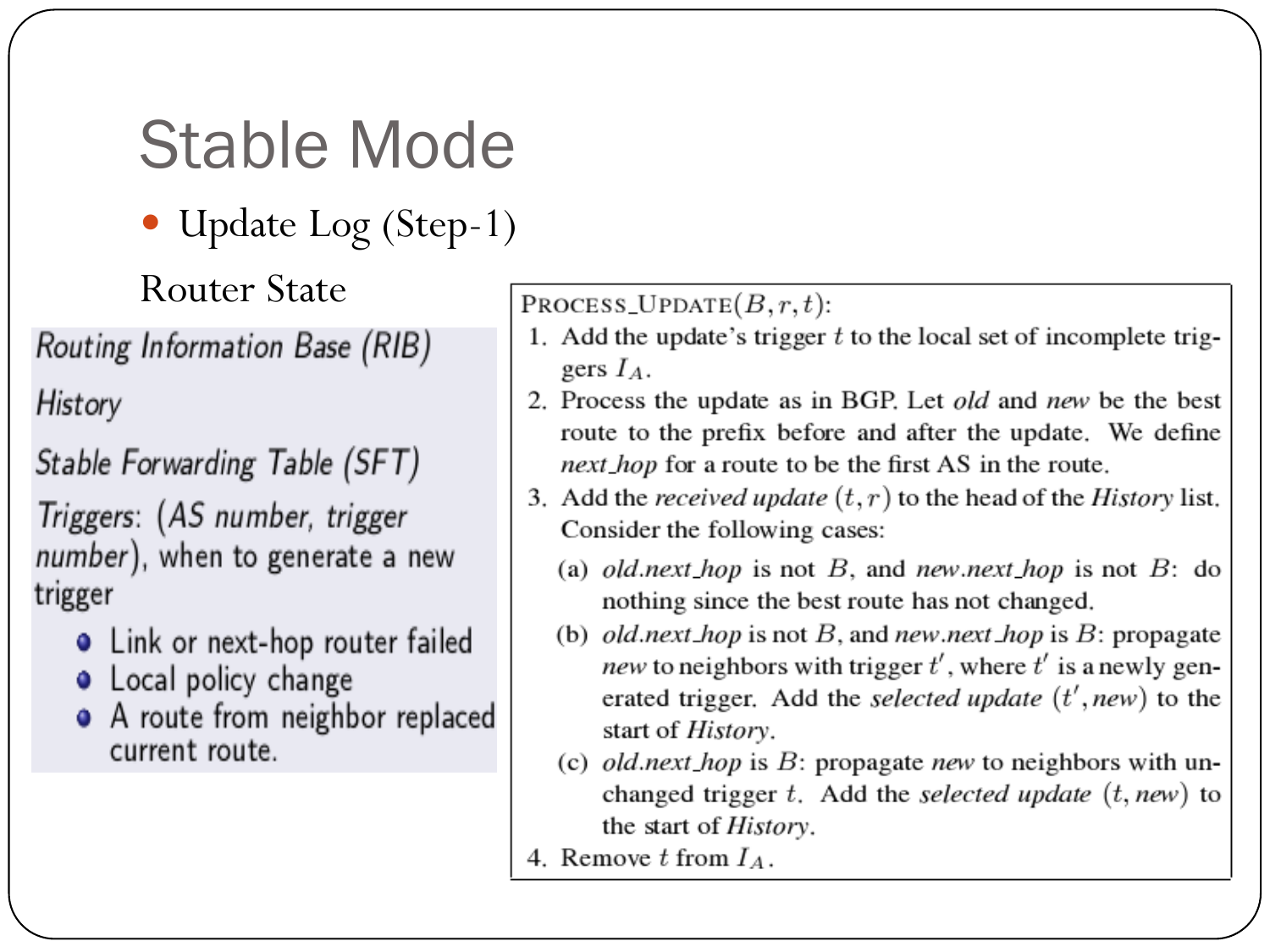# Stable Mode

- Update Log (Step-1)

Router State

*Routing Information Base (RIB)*

*History*

*Stable Forwarding Table (SFT)*

*Triggers*: (*AS number, trigger number*), when to generate a new trigger

- Link or next-hop router failed
- Local policy change
- A route from neighbor replaced current route.

PROCESS_UPDATE($B, r, t$):

1. Add the update's trigger $t$ to the local set of incomplete triggers $I_A$.
2. Process the update as in BGP. Let *old* and *new* be the best route to the prefix before and after the update. We define *next_hop* for a route to be the first AS in the route.
3. Add the *received update* $(t, r)$ to the head of the *History* list. Consider the following cases:
   - (a) *old.next_hop* is not $B$, and *new.next_hop* is not $B$: do nothing since the best route has not changed.
   - (b) *old.next_hop* is not $B$, and *new.next_hop* is $B$: propagate *new* to neighbors with trigger $t'$, where $t'$ is a newly generated trigger. Add the *selected update* $(t', new)$ to the start of *History*.
   - (c) *old.next_hop* is $B$: propagate *new* to neighbors with unchanged trigger $t$. Add the *selected update* $(t, new)$ to the start of *History*.
4. Remove $t$ from $I_A$.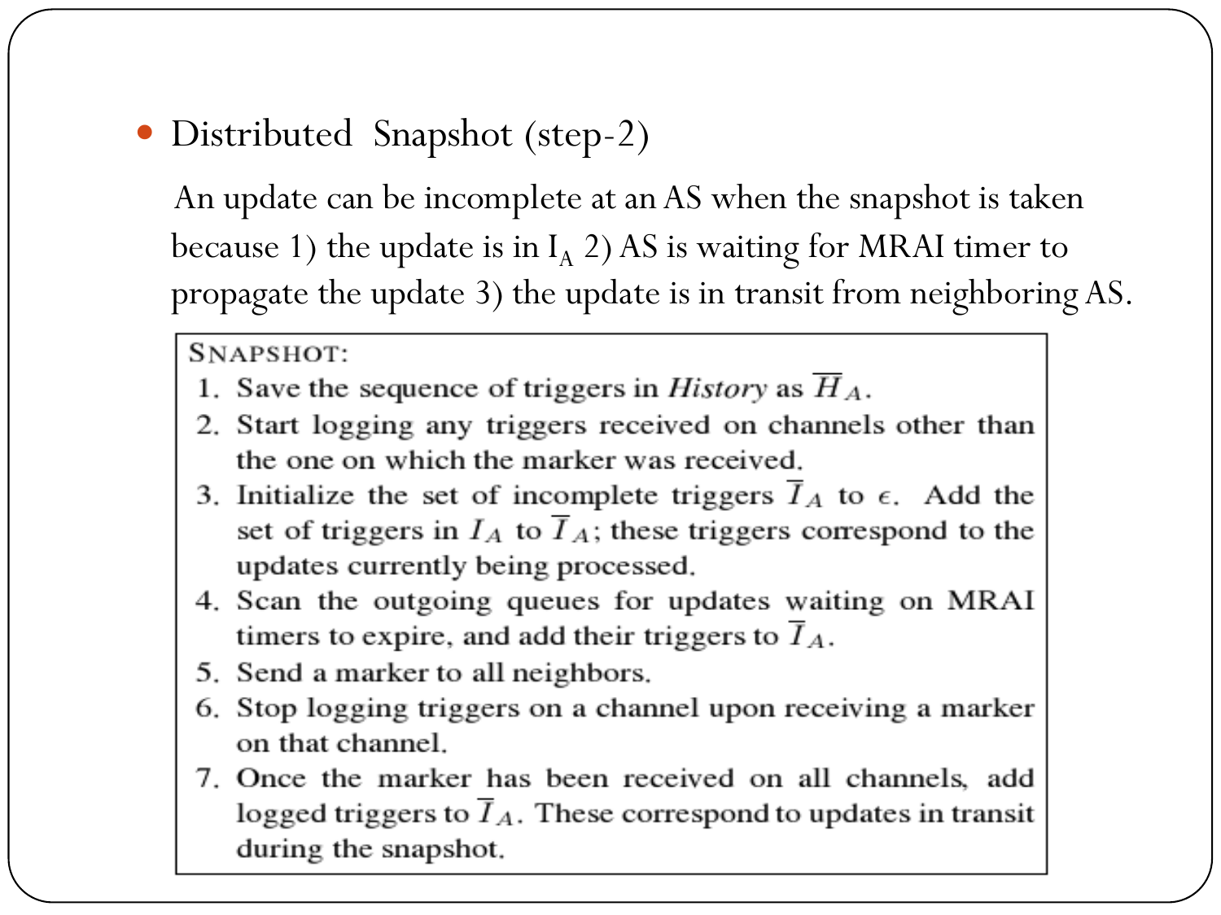- Distributed Snapshot (step-2)

  An update can be incomplete at an AS when the snapshot is taken because 1) the update is in $I_A$ 2) AS is waiting for MRAI timer to propagate the update 3) the update is in transit from neighboring AS.

SNAPSHOT:

1. Save the sequence of triggers in *History* as $\overline{H}_A$.
2. Start logging any triggers received on channels other than the one on which the marker was received.
3. Initialize the set of incomplete triggers $\overline{I}_A$ to $\epsilon$. Add the set of triggers in $I_A$ to $\overline{I}_A$; these triggers correspond to the updates currently being processed.
4. Scan the outgoing queues for updates waiting on MRAI timers to expire, and add their triggers to $\overline{I}_A$.
5. Send a marker to all neighbors.
6. Stop logging triggers on a channel upon receiving a marker on that channel.
7. Once the marker has been received on all channels, add logged triggers to $\overline{I}_A$. These correspond to updates in transit during the snapshot.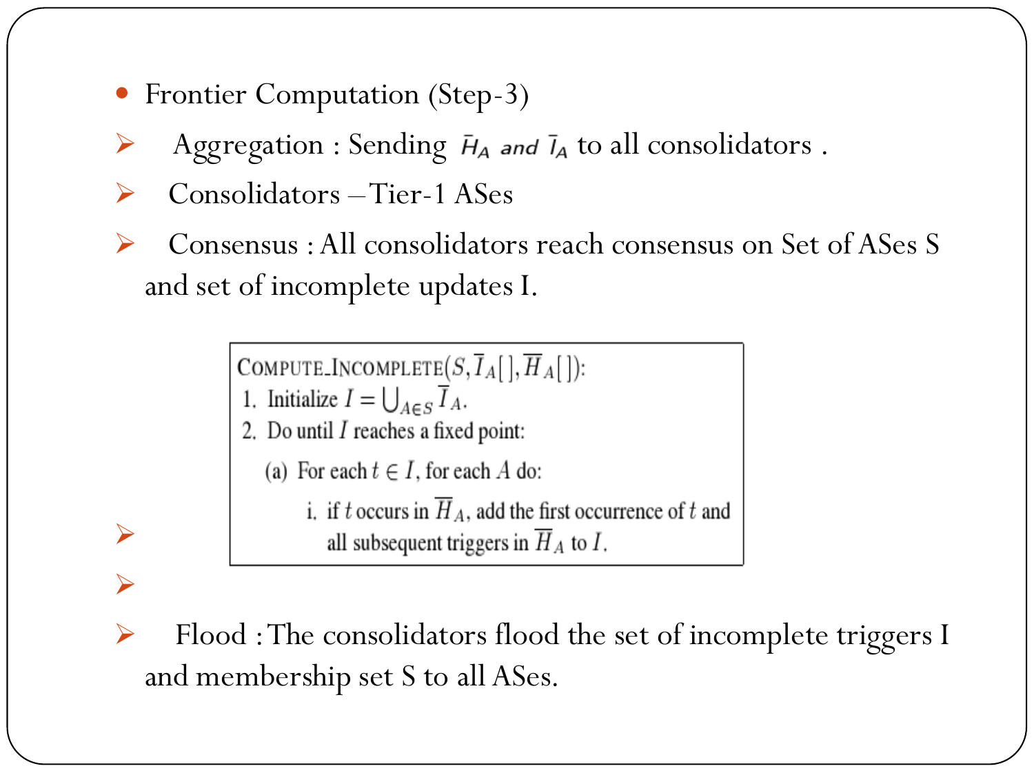- Frontier Computation (Step-3)
  - Aggregation : Sending $\bar{H}_A$ *and* $\bar{I}_A$ to all consolidators .
  - Consolidators – Tier-1 ASes
  - Consensus : All consolidators reach consensus on Set of ASes S and set of incomplete updates I.
  - COMPUTE_INCOMPLETE($S, \overline{I}_A[\,], \overline{H}_A[\,]$):
    1. Initialize $I = \bigcup_{A \in S} \overline{I}_A$.
    2. Do until $I$ reaches a fixed point:
       - (a) For each $t \in I$, for each $A$ do:
         - i. if $t$ occurs in $\overline{H}_A$, add the first occurrence of $t$ and all subsequent triggers in $\overline{H}_A$ to $I$.
  - Flood : The consolidators flood the set of incomplete triggers I and membership set S to all ASes.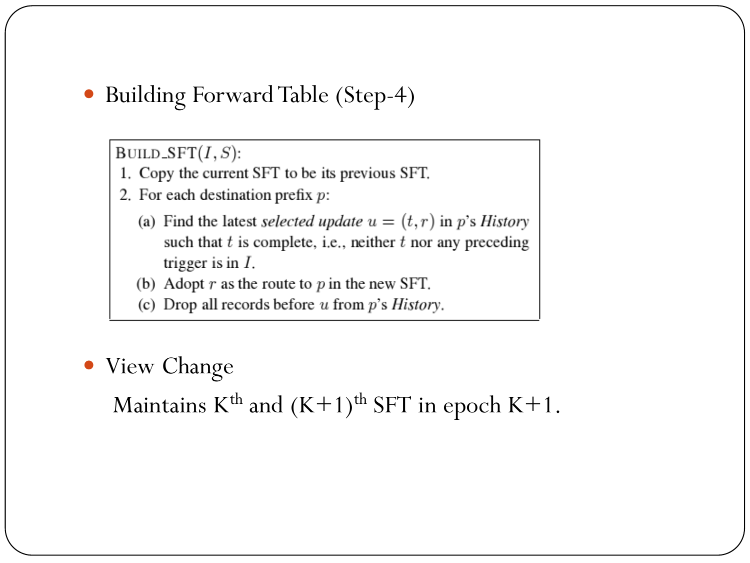- Building Forward Table (Step-4)

```
BUILD_SFT(I, S):
 1. Copy the current SFT to be its previous SFT.
 2. For each destination prefix p:
    (a) Find the latest selected update u = (t, r) in p's History
        such that t is complete, i.e., neither t nor any preceding
        trigger is in I.
    (b) Adopt r as the route to p in the new SFT.
    (c) Drop all records before u from p's History.
```

- View Change

  Maintains $K^{th}$ and $(K+1)^{th}$ SFT in epoch K+1.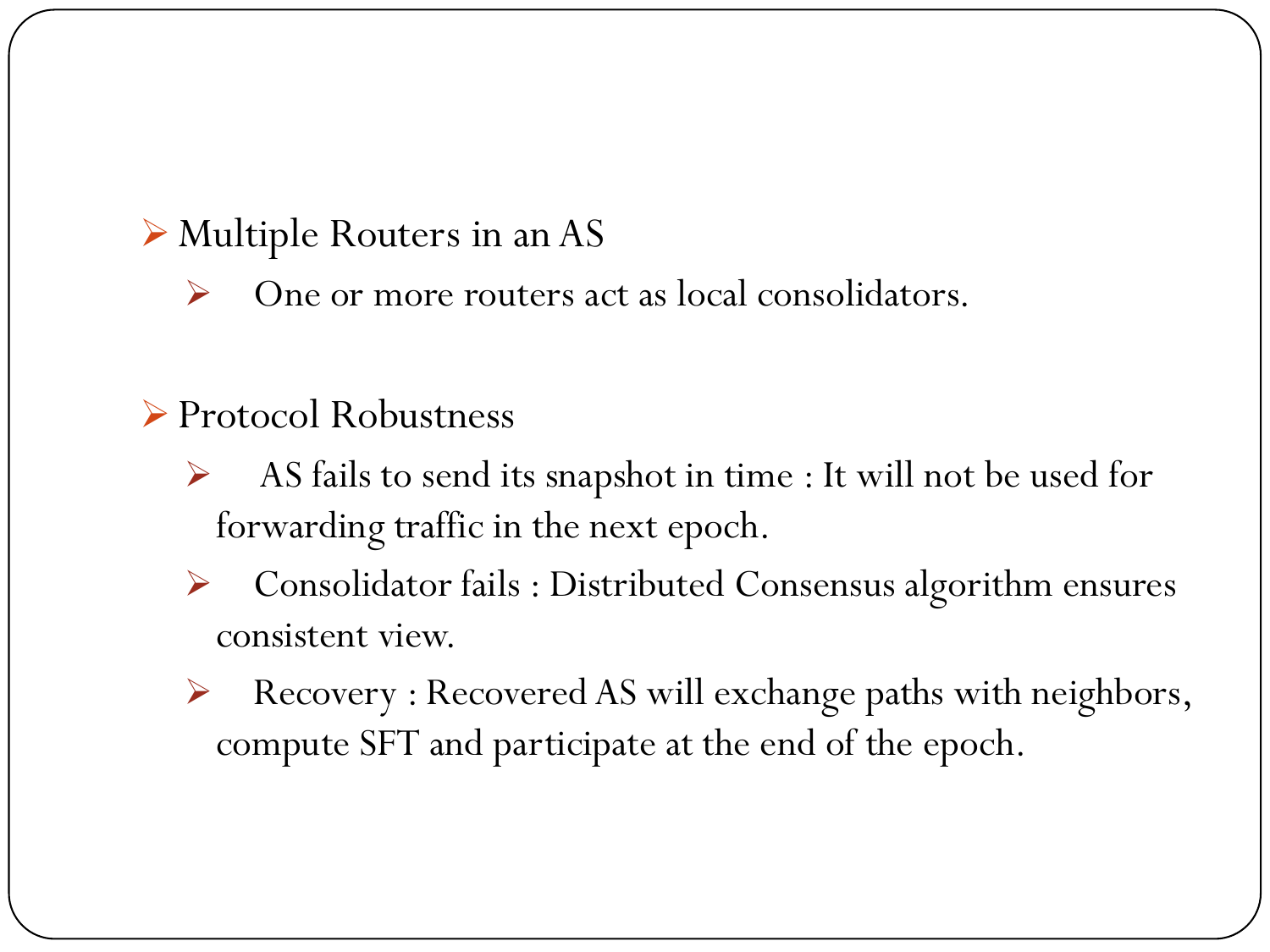- Multiple Routers in an AS
  - One or more routers act as local consolidators.

- Protocol Robustness
  - AS fails to send its snapshot in time : It will not be used for forwarding traffic in the next epoch.
  - Consolidator fails : Distributed Consensus algorithm ensures consistent view.
  - Recovery : Recovered AS will exchange paths with neighbors, compute SFT and participate at the end of the epoch.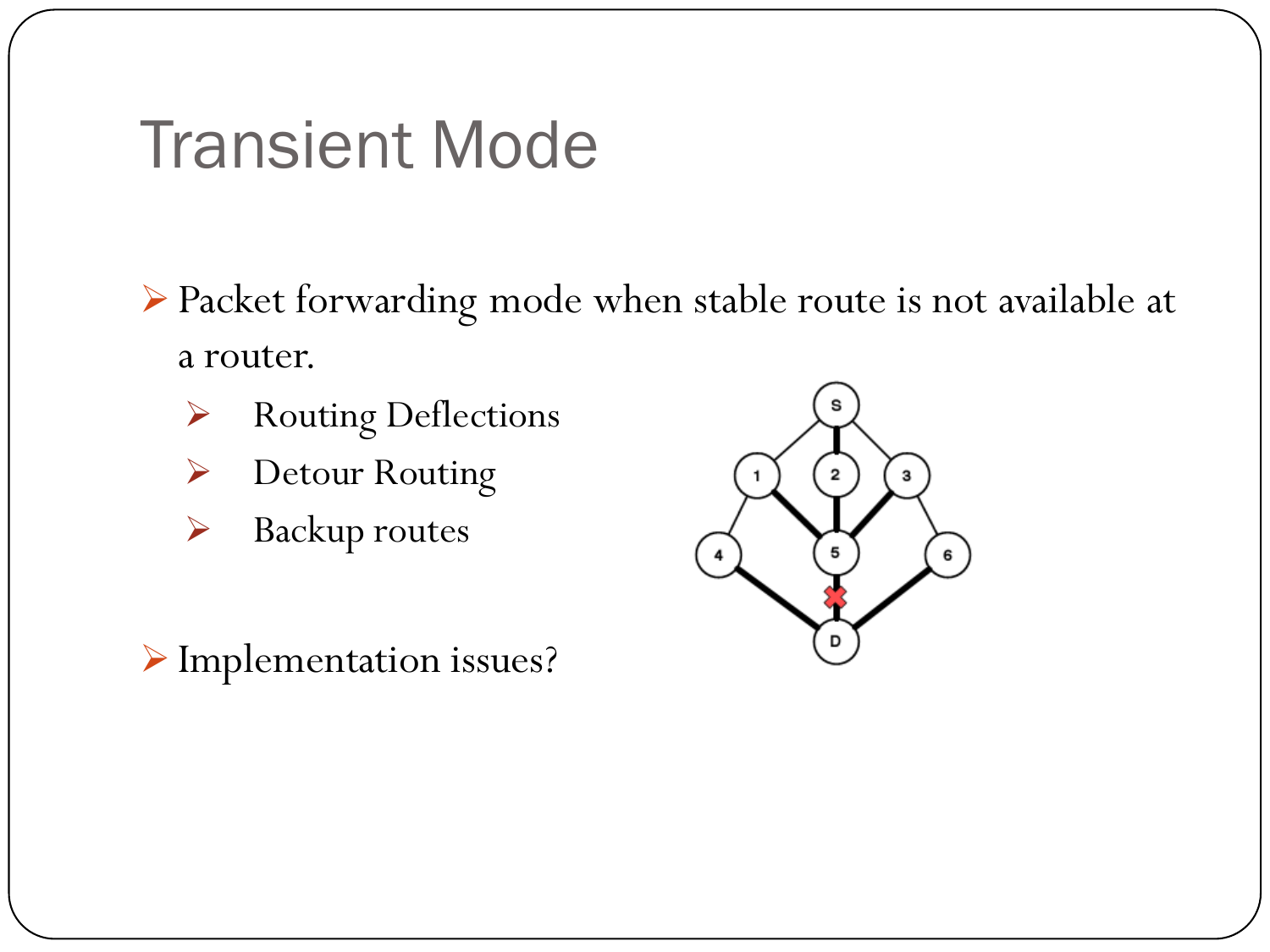# Transient Mode

- Packet forwarding mode when stable route is not available at a router.
  - Routing Deflections
  - Detour Routing
  - Backup routes

- Implementation issues?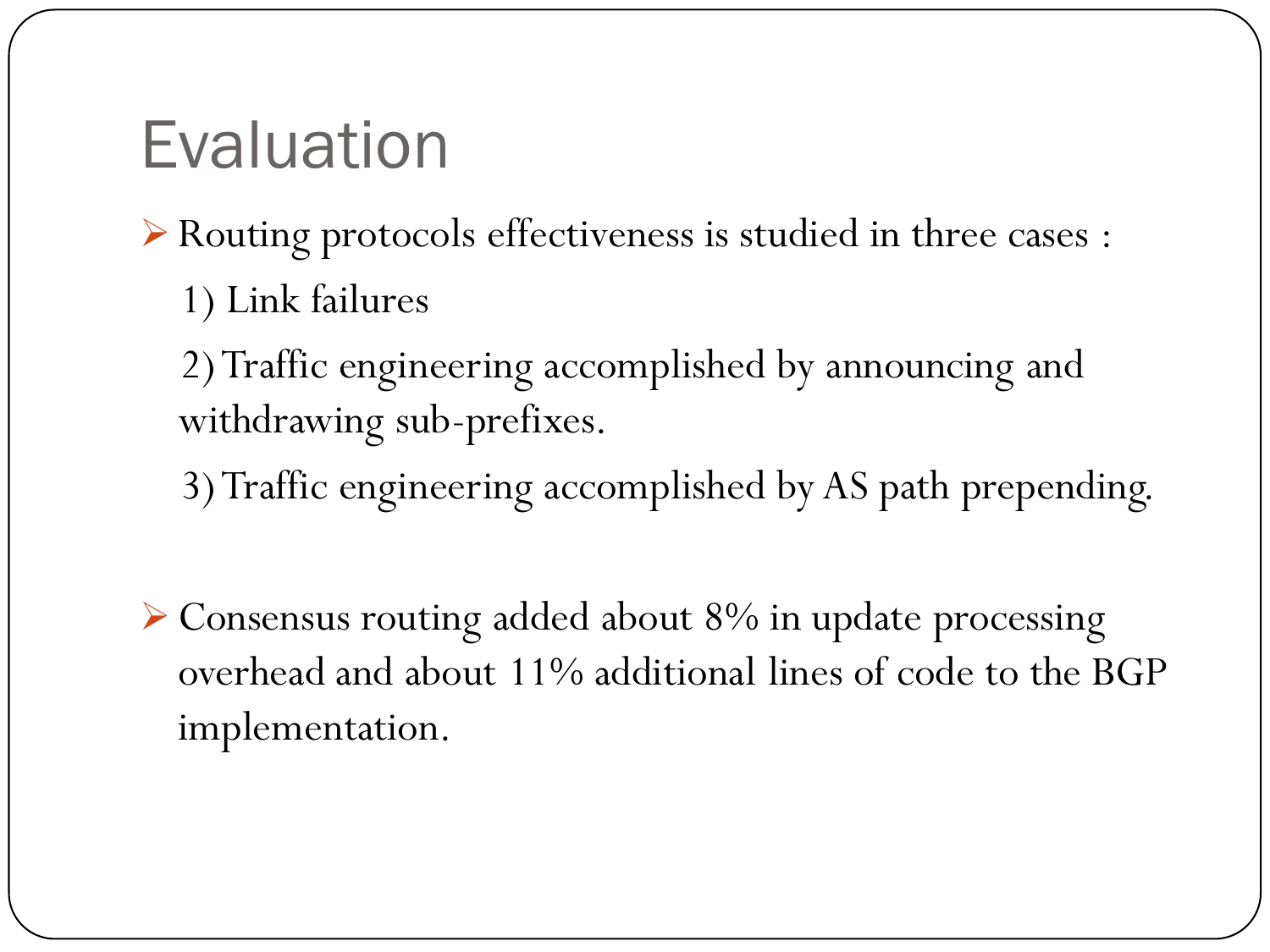# Evaluation

- Routing protocols effectiveness is studied in three cases :

  1) Link failures

  2) Traffic engineering accomplished by announcing and withdrawing sub-prefixes.

  3) Traffic engineering accomplished by AS path prepending.

- Consensus routing added about 8% in update processing overhead and about 11% additional lines of code to the BGP implementation.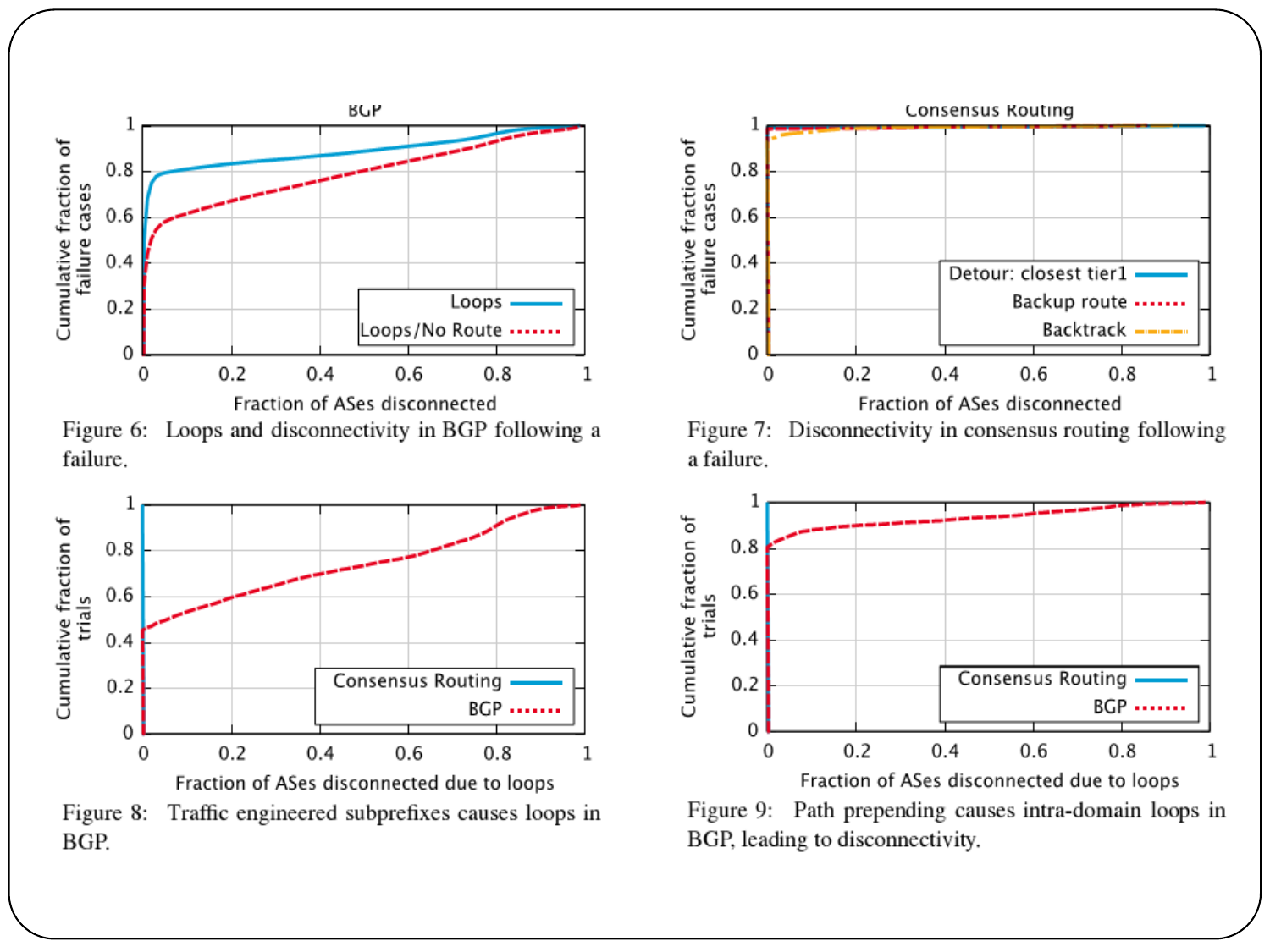Figure 6: Loops and disconnectivity in BGP following a failure.

Figure 7: Disconnectivity in consensus routing following a failure.

Figure 8: Traffic engineered subprefixes causes loops in BGP.

Figure 9: Path prepending causes intra-domain loops in BGP, leading to disconnectivity.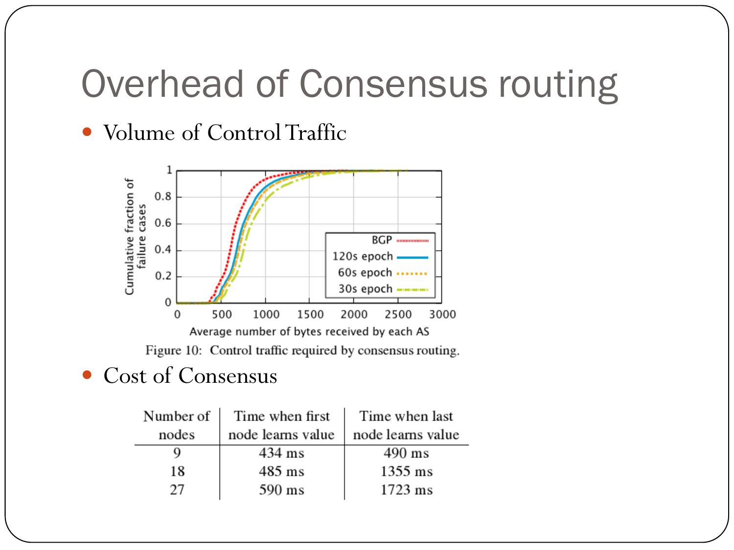# Overhead of Consensus routing

- Volume of Control Traffic

Figure 10: Control traffic required by consensus routing.

- Cost of Consensus

| Number of nodes | Time when first node learns value | Time when last node learns value |
|---|---|---|
| 9 | 434 ms | 490 ms |
| 18 | 485 ms | 1355 ms |
| 27 | 590 ms | 1723 ms |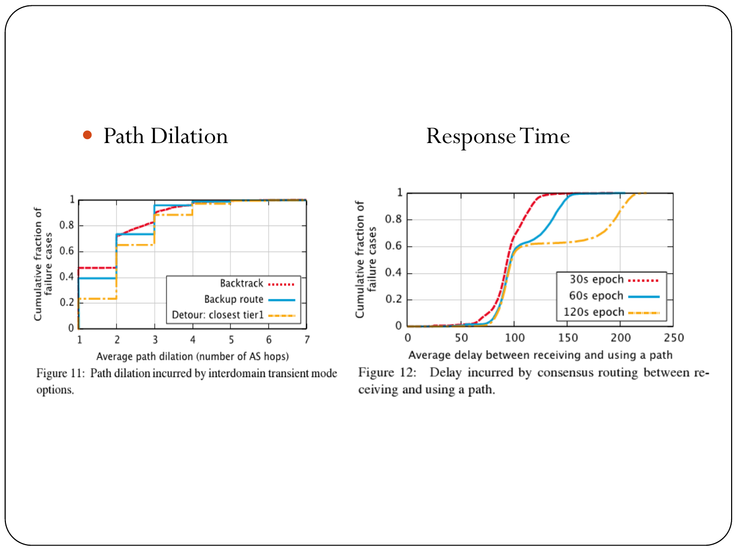- Path Dilation

Response Time

Figure 11: Path dilation incurred by interdomain transient mode options.

Figure 12: Delay incurred by consensus routing between receiving and using a path.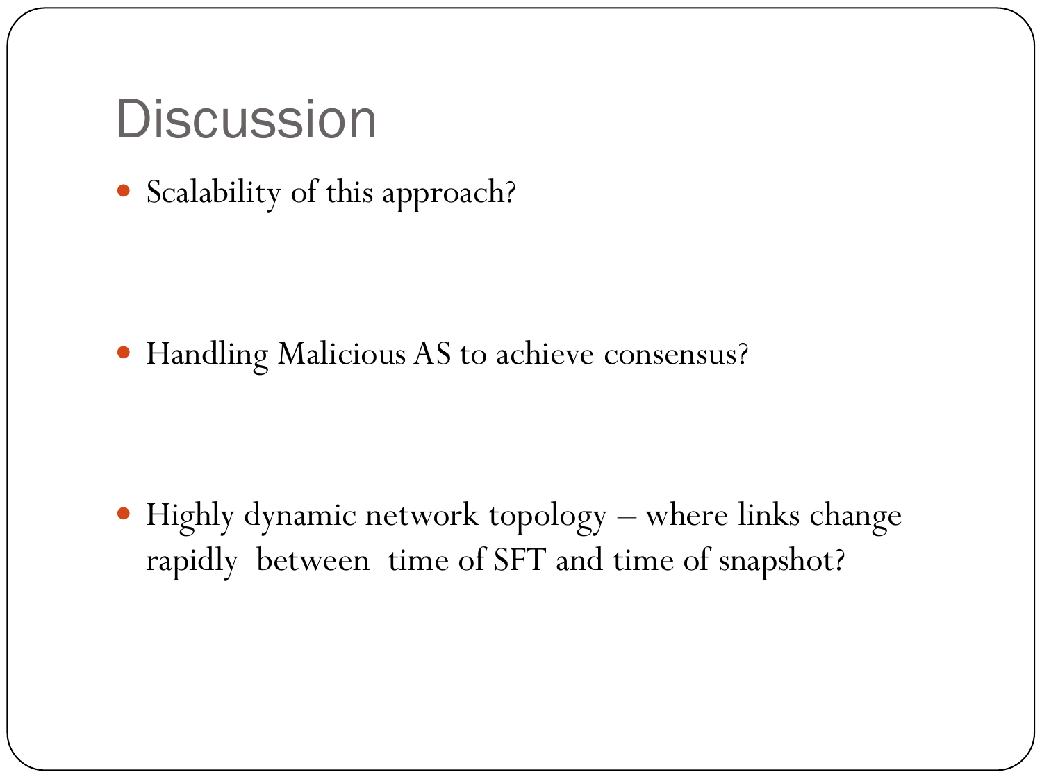# Discussion

- Scalability of this approach?
- Handling Malicious AS to achieve consensus?
- Highly dynamic network topology – where links change rapidly between time of SFT and time of snapshot?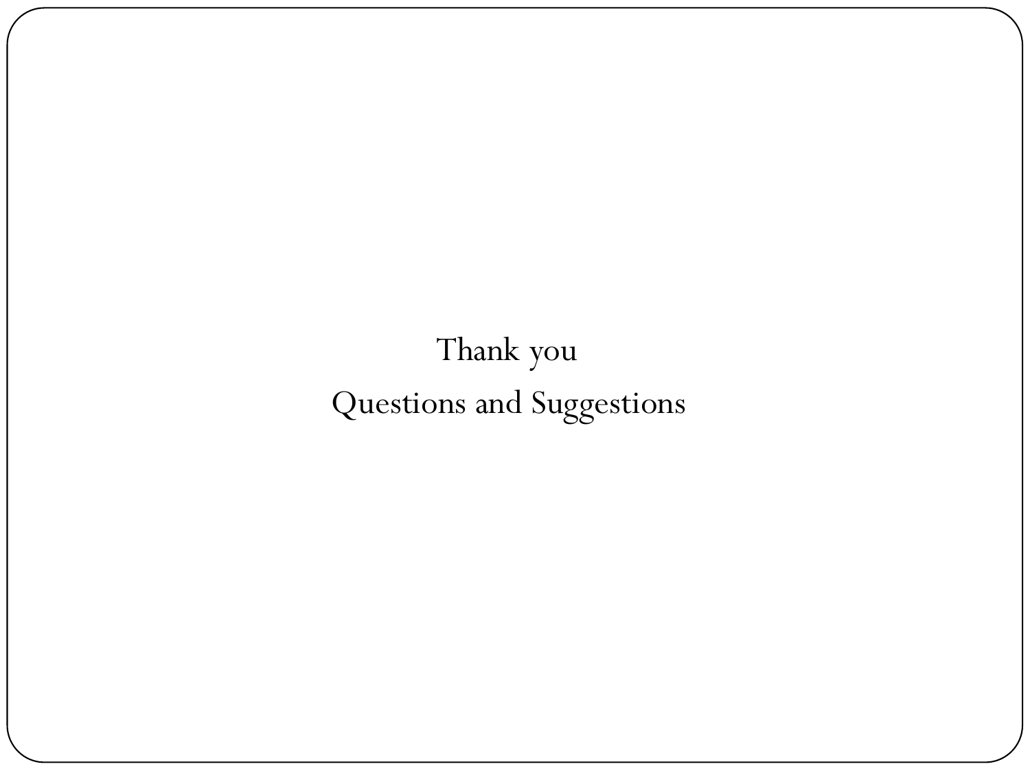Thank you

Questions and Suggestions